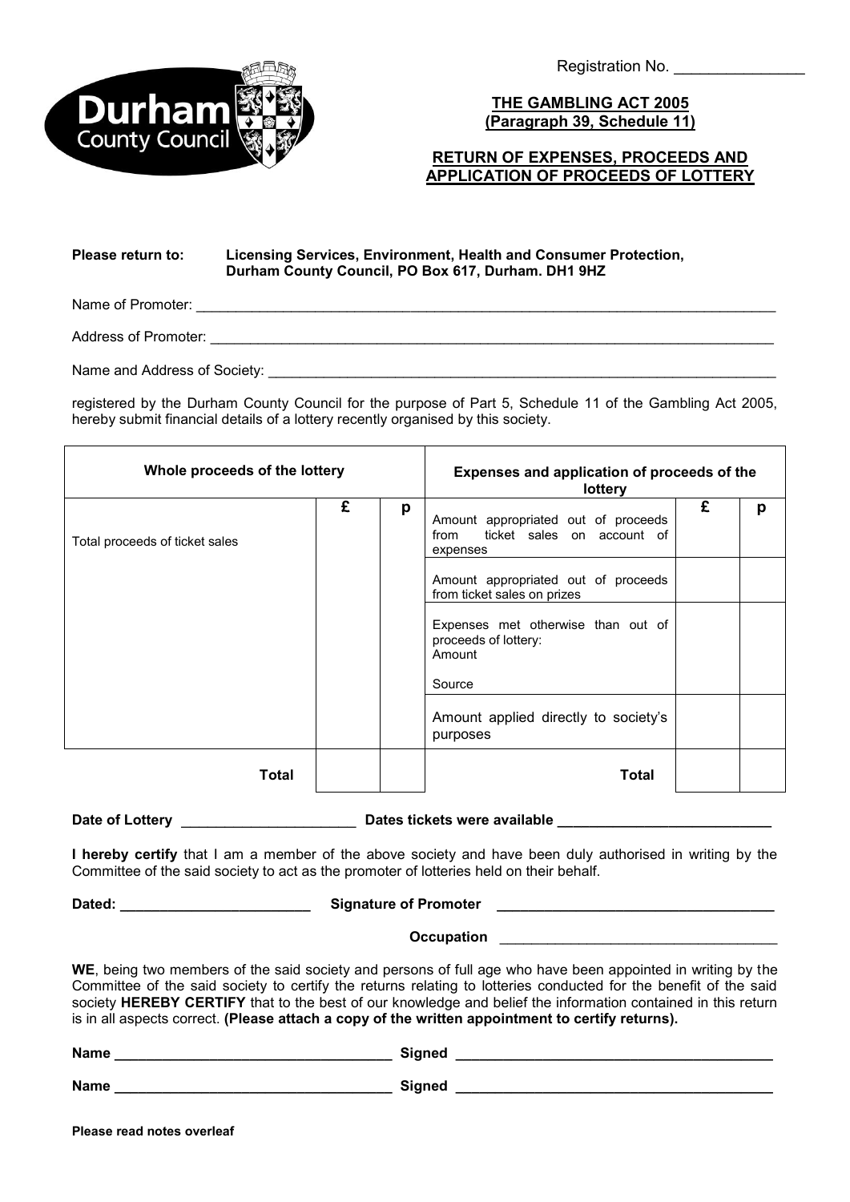Registration No. _______________

**THE GAMBLING ACT 2005**
**(Paragraph 39, Schedule 11)**

**RETURN OF EXPENSES, PROCEEDS AND APPLICATION OF PROCEEDS OF LOTTERY**

**Please return to:** **Licensing Services, Environment, Health and Consumer Protection, Durham County Council, PO Box 617, Durham. DH1 9HZ**

Name of Promoter: ______________________________________________________________________

Address of Promoter: ____________________________________________________________________

Name and Address of Society: ______________________________________________________________

registered by the Durham County Council for the purpose of Part 5, Schedule 11 of the Gambling Act 2005, hereby submit financial details of a lottery recently organised by this society.

| **Whole proceeds of the lottery** | | | **Expenses and application of proceeds of the lottery** | | |
|---|---|---|---|---|---|
| | **£** | **p** | | **£** | **p** |
| Total proceeds of ticket sales | | | Amount appropriated out of proceeds from ticket sales on account of expenses | | |
| | | | Amount appropriated out of proceeds from ticket sales on prizes | | |
| | | | Expenses met otherwise than out of proceeds of lottery: Amount<br>Source | | |
| | | | Amount applied directly to society's purposes | | |
| **Total** | | | **Total** | | |

**Date of Lottery** ______________________ **Dates tickets were available** ___________________________

**I hereby certify** that I am a member of the above society and have been duly authorised in writing by the Committee of the said society to act as the promoter of lotteries held on their behalf.

**Dated:** ________________________ **Signature of Promoter** ___________________________________

**Occupation** ___________________________________

**WE**, being two members of the said society and persons of full age who have been appointed in writing by the Committee of the said society to certify the returns relating to lotteries conducted for the benefit of the said society **HEREBY CERTIFY** that to the best of our knowledge and belief the information contained in this return is in all aspects correct. **(Please attach a copy of the written appointment to certify returns).**

**Name** ___________________________________ **Signed** ________________________________________

**Name** ___________________________________ **Signed** ________________________________________

**Please read notes overleaf**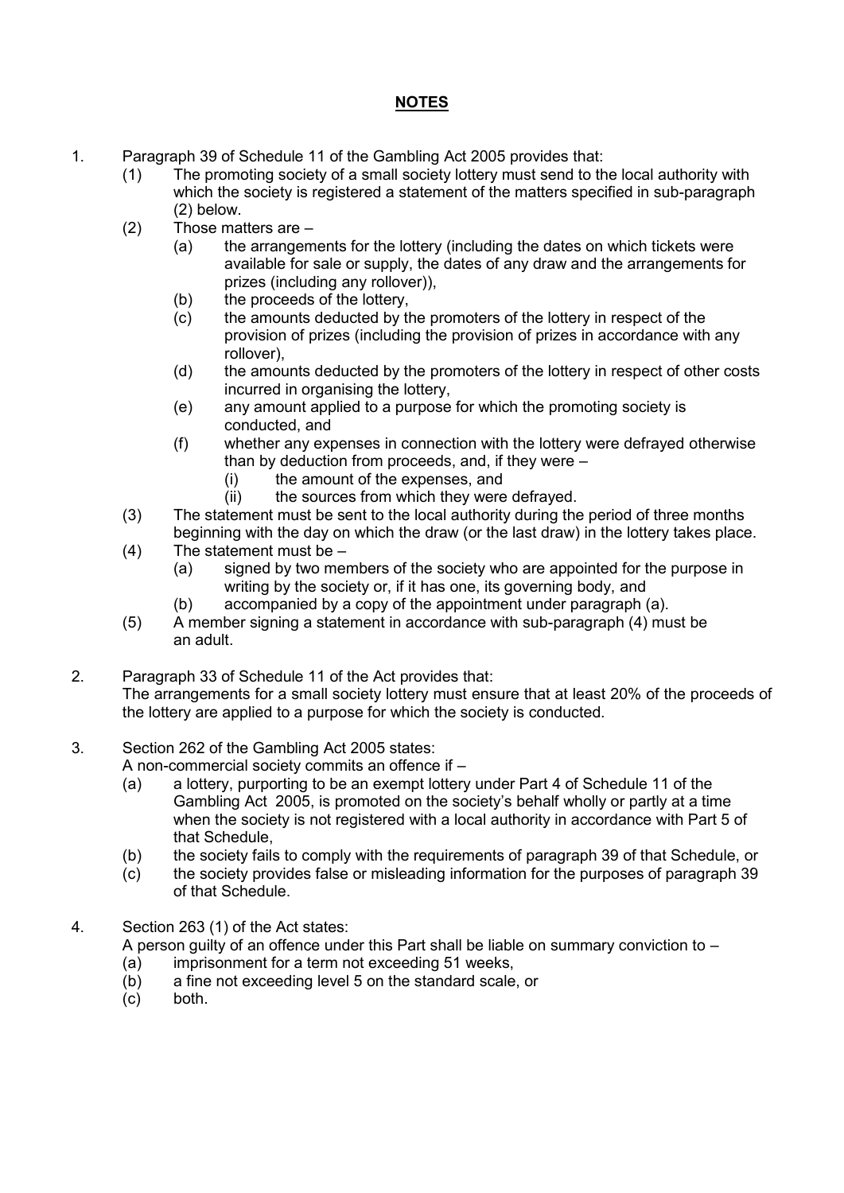## NOTES

1. Paragraph 39 of Schedule 11 of the Gambling Act 2005 provides that:
   (1) The promoting society of a small society lottery must send to the local authority with which the society is registered a statement of the matters specified in sub-paragraph (2) below.
   (2) Those matters are –
      (a) the arrangements for the lottery (including the dates on which tickets were available for sale or supply, the dates of any draw and the arrangements for prizes (including any rollover)),
      (b) the proceeds of the lottery,
      (c) the amounts deducted by the promoters of the lottery in respect of the provision of prizes (including the provision of prizes in accordance with any rollover),
      (d) the amounts deducted by the promoters of the lottery in respect of other costs incurred in organising the lottery,
      (e) any amount applied to a purpose for which the promoting society is conducted, and
      (f) whether any expenses in connection with the lottery were defrayed otherwise than by deduction from proceeds, and, if they were –
         (i) the amount of the expenses, and
         (ii) the sources from which they were defrayed.
   (3) The statement must be sent to the local authority during the period of three months beginning with the day on which the draw (or the last draw) in the lottery takes place.
   (4) The statement must be –
      (a) signed by two members of the society who are appointed for the purpose in writing by the society or, if it has one, its governing body, and
      (b) accompanied by a copy of the appointment under paragraph (a).
   (5) A member signing a statement in accordance with sub-paragraph (4) must be an adult.

2. Paragraph 33 of Schedule 11 of the Act provides that:
   The arrangements for a small society lottery must ensure that at least 20% of the proceeds of the lottery are applied to a purpose for which the society is conducted.

3. Section 262 of the Gambling Act 2005 states:
   A non-commercial society commits an offence if –
   (a) a lottery, purporting to be an exempt lottery under Part 4 of Schedule 11 of the Gambling Act 2005, is promoted on the society's behalf wholly or partly at a time when the society is not registered with a local authority in accordance with Part 5 of that Schedule,
   (b) the society fails to comply with the requirements of paragraph 39 of that Schedule, or
   (c) the society provides false or misleading information for the purposes of paragraph 39 of that Schedule.

4. Section 263 (1) of the Act states:
   A person guilty of an offence under this Part shall be liable on summary conviction to –
   (a) imprisonment for a term not exceeding 51 weeks,
   (b) a fine not exceeding level 5 on the standard scale, or
   (c) both.